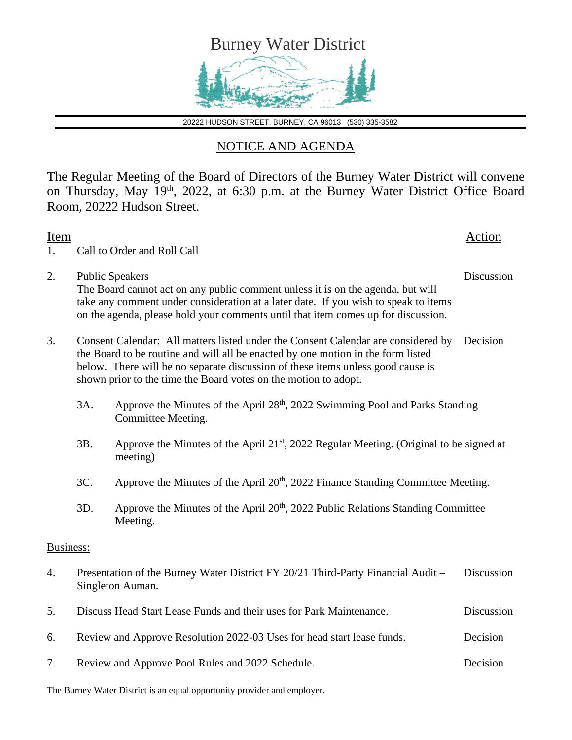# Burney Water District

20222 HUDSON STREET, BURNEY, CA 96013 (530) 335-3582

## NOTICE AND AGENDA

The Regular Meeting of the Board of Directors of the Burney Water District will convene on Thursday, May 19th, 2022, at 6:30 p.m. at the Burney Water District Office Board Room, 20222 Hudson Street.

| Item | | Action |
|---|---|---|
| 1. | Call to Order and Roll Call | |
| 2. | Public Speakers<br>The Board cannot act on any public comment unless it is on the agenda, but will take any comment under consideration at a later date. If you wish to speak to items on the agenda, please hold your comments until that item comes up for discussion. | Discussion |
| 3. | Consent Calendar: All matters listed under the Consent Calendar are considered by the Board to be routine and will all be enacted by one motion in the form listed below. There will be no separate discussion of these items unless good cause is shown prior to the time the Board votes on the motion to adopt. | Decision |

- 3A. Approve the Minutes of the April 28th, 2022 Swimming Pool and Parks Standing Committee Meeting.
- 3B. Approve the Minutes of the April 21st, 2022 Regular Meeting. (Original to be signed at meeting)
- 3C. Approve the Minutes of the April 20th, 2022 Finance Standing Committee Meeting.
- 3D. Approve the Minutes of the April 20th, 2022 Public Relations Standing Committee Meeting.

Business:

| Item | | Action |
|---|---|---|
| 4. | Presentation of the Burney Water District FY 20/21 Third-Party Financial Audit – Singleton Auman. | Discussion |
| 5. | Discuss Head Start Lease Funds and their uses for Park Maintenance. | Discussion |
| 6. | Review and Approve Resolution 2022-03 Uses for head start lease funds. | Decision |
| 7. | Review and Approve Pool Rules and 2022 Schedule. | Decision |

The Burney Water District is an equal opportunity provider and employer.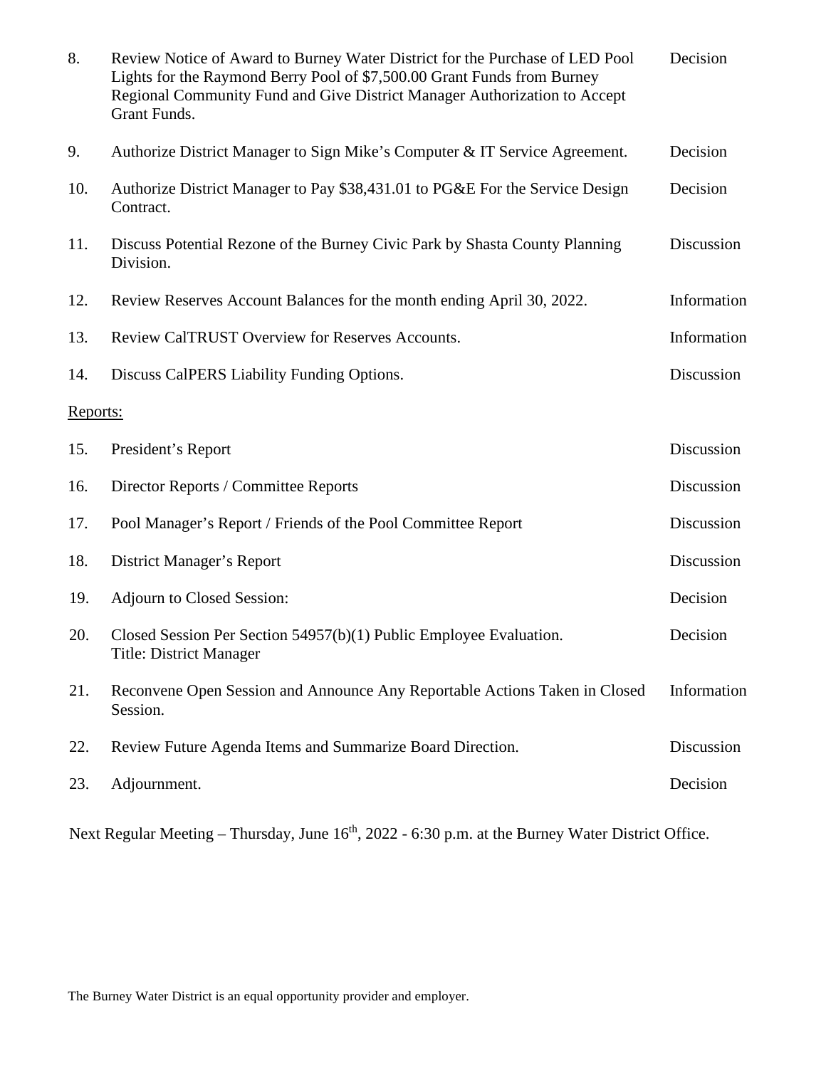| | | |
|---|---|---|
| 8. | Review Notice of Award to Burney Water District for the Purchase of LED Pool Lights for the Raymond Berry Pool of $7,500.00 Grant Funds from Burney Regional Community Fund and Give District Manager Authorization to Accept Grant Funds. | Decision |
| 9. | Authorize District Manager to Sign Mike's Computer & IT Service Agreement. | Decision |
| 10. | Authorize District Manager to Pay $38,431.01 to PG&E For the Service Design Contract. | Decision |
| 11. | Discuss Potential Rezone of the Burney Civic Park by Shasta County Planning Division. | Discussion |
| 12. | Review Reserves Account Balances for the month ending April 30, 2022. | Information |
| 13. | Review CalTRUST Overview for Reserves Accounts. | Information |
| 14. | Discuss CalPERS Liability Funding Options. | Discussion |

<u>Reports:</u>

| | | |
|---|---|---|
| 15. | President's Report | Discussion |
| 16. | Director Reports / Committee Reports | Discussion |
| 17. | Pool Manager's Report / Friends of the Pool Committee Report | Discussion |
| 18. | District Manager's Report | Discussion |
| 19. | Adjourn to Closed Session: | Decision |
| 20. | Closed Session Per Section 54957(b)(1) Public Employee Evaluation. Title: District Manager | Decision |
| 21. | Reconvene Open Session and Announce Any Reportable Actions Taken in Closed Session. | Information |
| 22. | Review Future Agenda Items and Summarize Board Direction. | Discussion |
| 23. | Adjournment. | Decision |

Next Regular Meeting – Thursday, June 16th, 2022 - 6:30 p.m. at the Burney Water District Office.

The Burney Water District is an equal opportunity provider and employer.